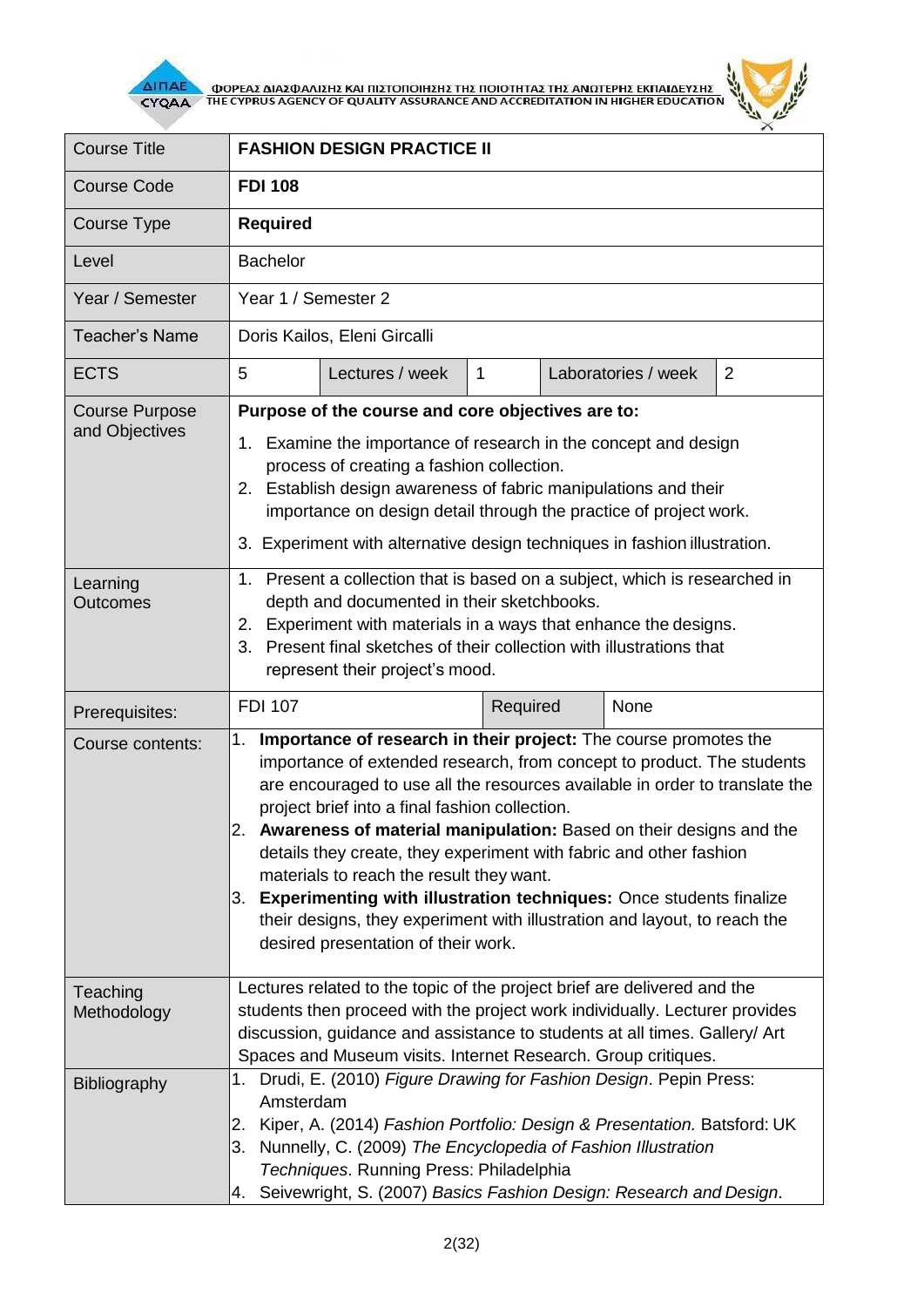| Course Title | **FASHION DESIGN PRACTICE II** | | | | |
|---|---|---|---|---|---|
| Course Code | **FDI 108** | | | | |
| Course Type | **Required** | | | | |
| Level | Bachelor | | | | |
| Year / Semester | Year 1 / Semester 2 | | | | |
| Teacher's Name | Doris Kailos, Eleni Gircalli | | | | |
| ECTS | 5 | Lectures / week | 1 | Laboratories / week | 2 |
| Course Purpose and Objectives | **Purpose of the course and core objectives are to:**<br>1. Examine the importance of research in the concept and design process of creating a fashion collection.<br>2. Establish design awareness of fabric manipulations and their importance on design detail through the practice of project work.<br>3. Experiment with alternative design techniques in fashion illustration. | | | | |
| Learning Outcomes | 1. Present a collection that is based on a subject, which is researched in depth and documented in their sketchbooks.<br>2. Experiment with materials in a ways that enhance the designs.<br>3. Present final sketches of their collection with illustrations that represent their project's mood. | | | | |
| Prerequisites: | FDI 107 | | Required | None | |
| Course contents: | 1. **Importance of research in their project:** The course promotes the importance of extended research, from concept to product. The students are encouraged to use all the resources available in order to translate the project brief into a final fashion collection.<br>2. **Awareness of material manipulation:** Based on their designs and the details they create, they experiment with fabric and other fashion materials to reach the result they want.<br>3. **Experimenting with illustration techniques:** Once students finalize their designs, they experiment with illustration and layout, to reach the desired presentation of their work. | | | | |
| Teaching Methodology | Lectures related to the topic of the project brief are delivered and the students then proceed with the project work individually. Lecturer provides discussion, guidance and assistance to students at all times. Gallery/ Art Spaces and Museum visits. Internet Research. Group critiques. | | | | |
| Bibliography | 1. Drudi, E. (2010) *Figure Drawing for Fashion Design*. Pepin Press: Amsterdam<br>2. Kiper, A. (2014) *Fashion Portfolio: Design & Presentation.* Batsford: UK<br>3. Nunnelly, C. (2009) *The Encyclopedia of Fashion Illustration Techniques*. Running Press: Philadelphia<br>4. Seivewright, S. (2007) *Basics Fashion Design: Research and Design*. | | | | |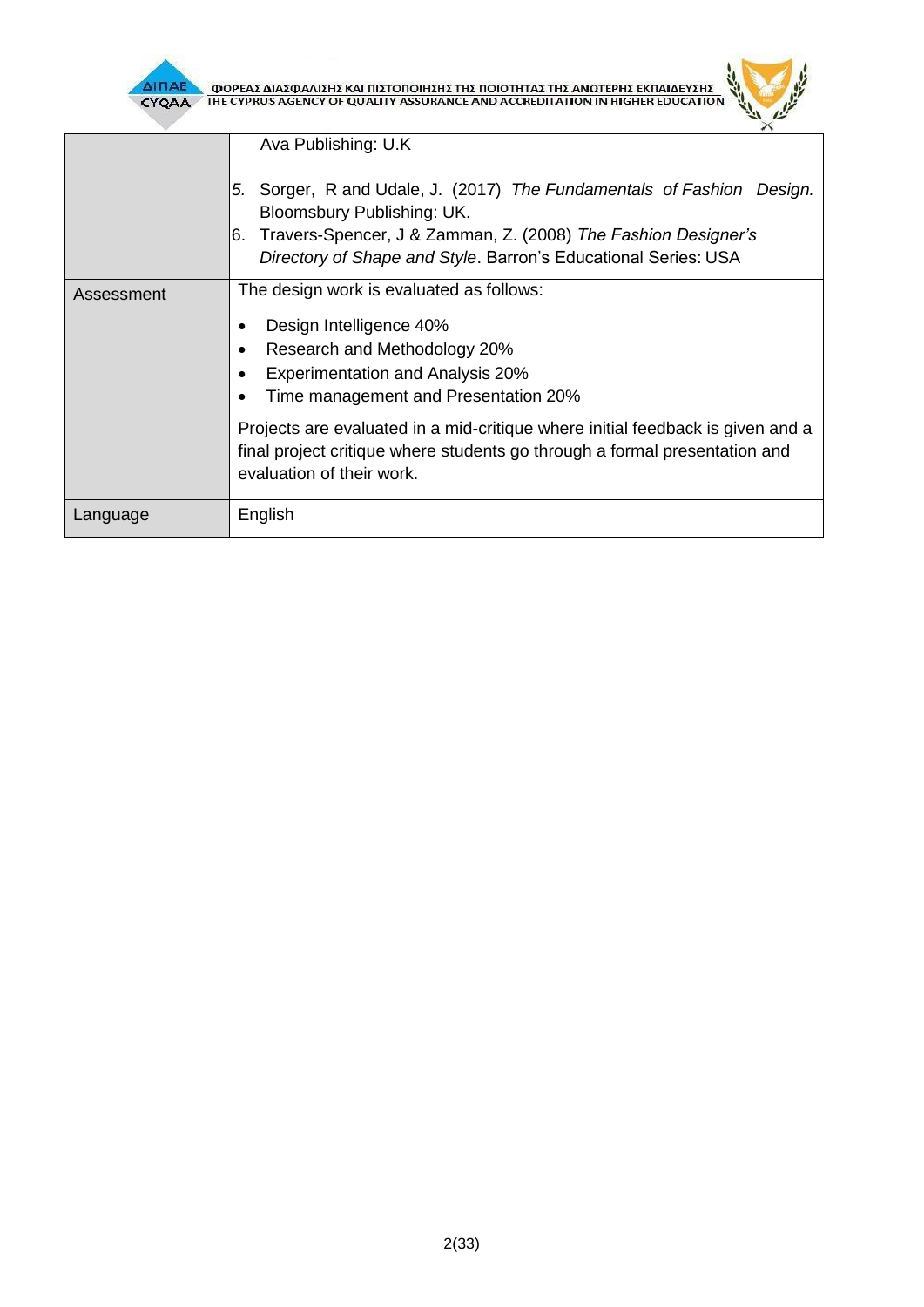| | |
|---|---|
| | Ava Publishing: U.K<br><br>5. Sorger, R and Udale, J. (2017) *The Fundamentals of Fashion Design.* Bloomsbury Publishing: UK.<br>6. Travers-Spencer, J & Zamman, Z. (2008) *The Fashion Designer's Directory of Shape and Style*. Barron's Educational Series: USA |
| Assessment | The design work is evaluated as follows:<br><br>• Design Intelligence 40%<br>• Research and Methodology 20%<br>• Experimentation and Analysis 20%<br>• Time management and Presentation 20%<br><br>Projects are evaluated in a mid-critique where initial feedback is given and a final project critique where students go through a formal presentation and evaluation of their work. |
| Language | English |